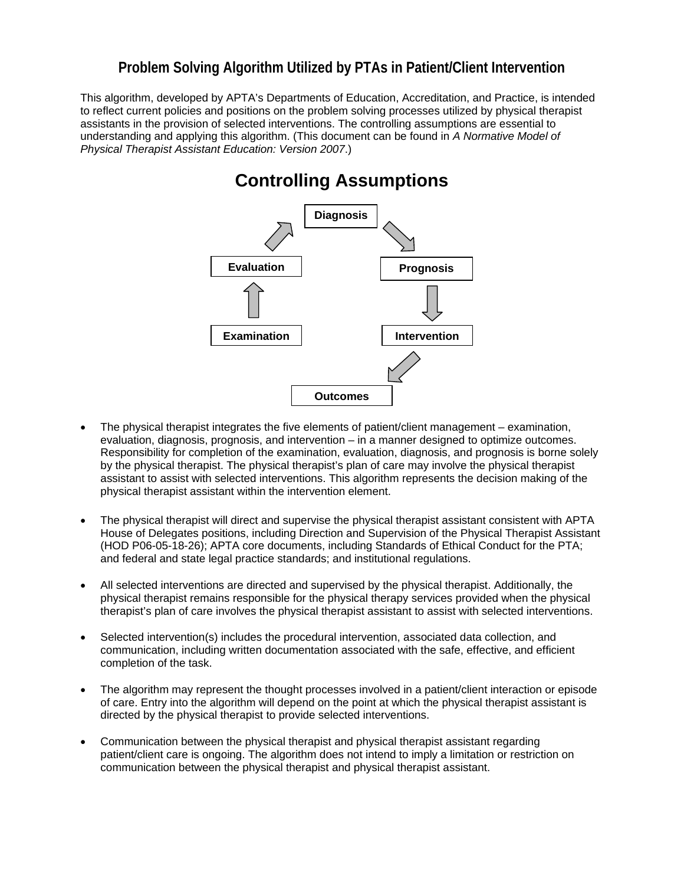# Problem Solving Algorithm Utilized by PTAs in Patient/Client Intervention

This algorithm, developed by APTA's Departments of Education, Accreditation, and Practice, is intended to reflect current policies and positions on the problem solving processes utilized by physical therapist assistants in the provision of selected interventions. The controlling assumptions are essential to understanding and applying this algorithm. (This document can be found in *A Normative Model of Physical Therapist Assistant Education: Version 2007*.)

## Controlling Assumptions

Examination → Evaluation → Diagnosis → Prognosis → Intervention → Outcomes

- The physical therapist integrates the five elements of patient/client management – examination, evaluation, diagnosis, prognosis, and intervention – in a manner designed to optimize outcomes. Responsibility for completion of the examination, evaluation, diagnosis, and prognosis is borne solely by the physical therapist. The physical therapist's plan of care may involve the physical therapist assistant to assist with selected interventions. This algorithm represents the decision making of the physical therapist assistant within the intervention element.

- The physical therapist will direct and supervise the physical therapist assistant consistent with APTA House of Delegates positions, including Direction and Supervision of the Physical Therapist Assistant (HOD P06-05-18-26); APTA core documents, including Standards of Ethical Conduct for the PTA; and federal and state legal practice standards; and institutional regulations.

- All selected interventions are directed and supervised by the physical therapist. Additionally, the physical therapist remains responsible for the physical therapy services provided when the physical therapist's plan of care involves the physical therapist assistant to assist with selected interventions.

- Selected intervention(s) includes the procedural intervention, associated data collection, and communication, including written documentation associated with the safe, effective, and efficient completion of the task.

- The algorithm may represent the thought processes involved in a patient/client interaction or episode of care. Entry into the algorithm will depend on the point at which the physical therapist assistant is directed by the physical therapist to provide selected interventions.

- Communication between the physical therapist and physical therapist assistant regarding patient/client care is ongoing. The algorithm does not intend to imply a limitation or restriction on communication between the physical therapist and physical therapist assistant.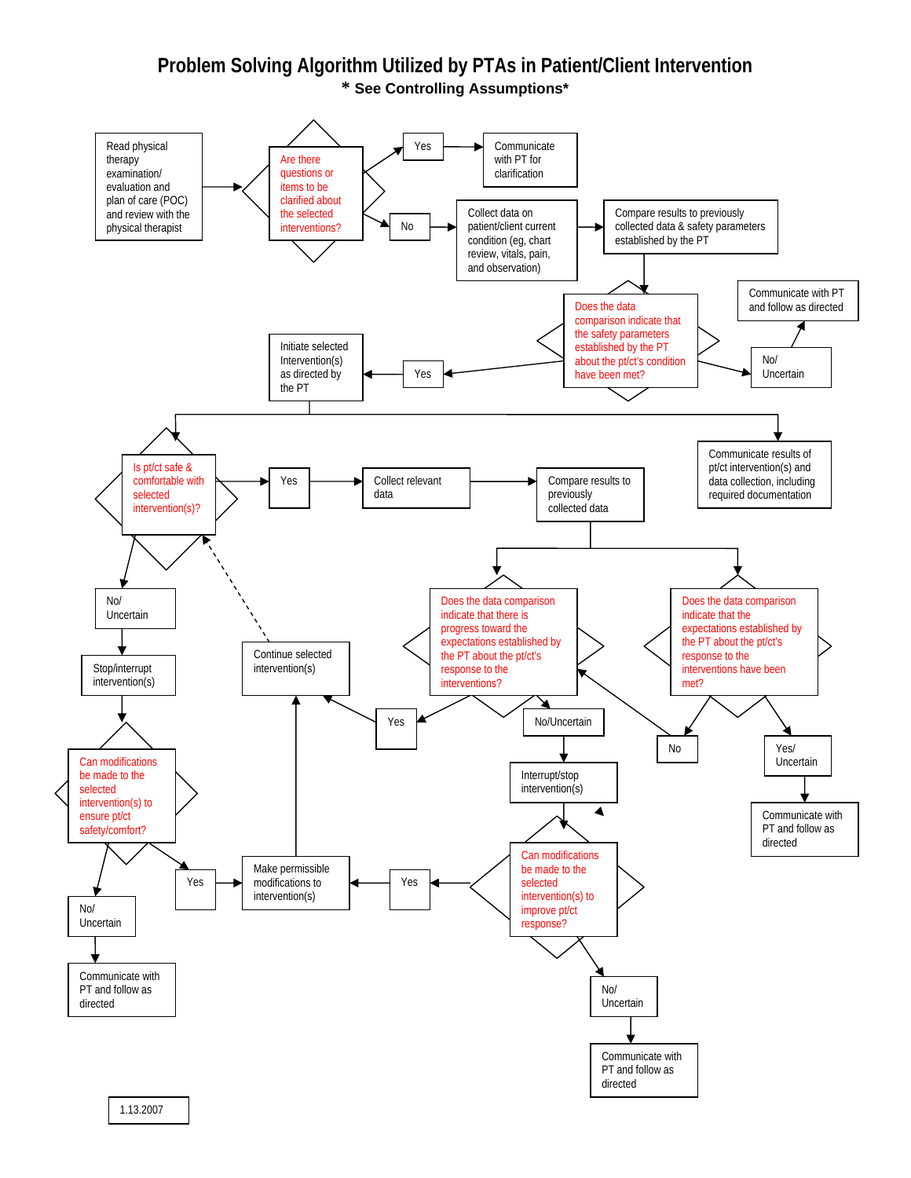# Problem Solving Algorithm Utilized by PTAs in Patient/Client Intervention

**\* See Controlling Assumptions\***

Read physical therapy examination/ evaluation and plan of care (POC) and review with the physical therapist

Are there questions or items to be clarified about the selected interventions?

Yes

Communicate with PT for clarification

No

Collect data on patient/client current condition (eg, chart review, vitals, pain, and observation)

Compare results to previously collected data & safety parameters established by the PT

Does the data comparison indicate that the safety parameters established by the PT about the pt/ct's condition have been met?

No/ Uncertain

Communicate with PT and follow as directed

Yes

Initiate selected Intervention(s) as directed by the PT

Communicate results of pt/ct intervention(s) and data collection, including required documentation

Is pt/ct safe & comfortable with selected intervention(s)?

Yes

Collect relevant data

Compare results to previously collected data

Does the data comparison indicate that there is progress toward the expectations established by the PT about the pt/ct's response to the interventions?

Does the data comparison indicate that the expectations established by the PT about the pt/ct's response to the interventions have been met?

No/ Uncertain

Stop/interrupt intervention(s)

Continue selected intervention(s)

Yes

No/Uncertain

No

Yes/ Uncertain

Communicate with PT and follow as directed

Interrupt/stop intervention(s)

Can modifications be made to the selected intervention(s) to ensure pt/ct safety/comfort?

Yes

Make permissible modifications to intervention(s)

Yes

Can modifications be made to the selected intervention(s) to improve pt/ct response?

No/ Uncertain

Communicate with PT and follow as directed

No/ Uncertain

Communicate with PT and follow as directed

1.13.2007